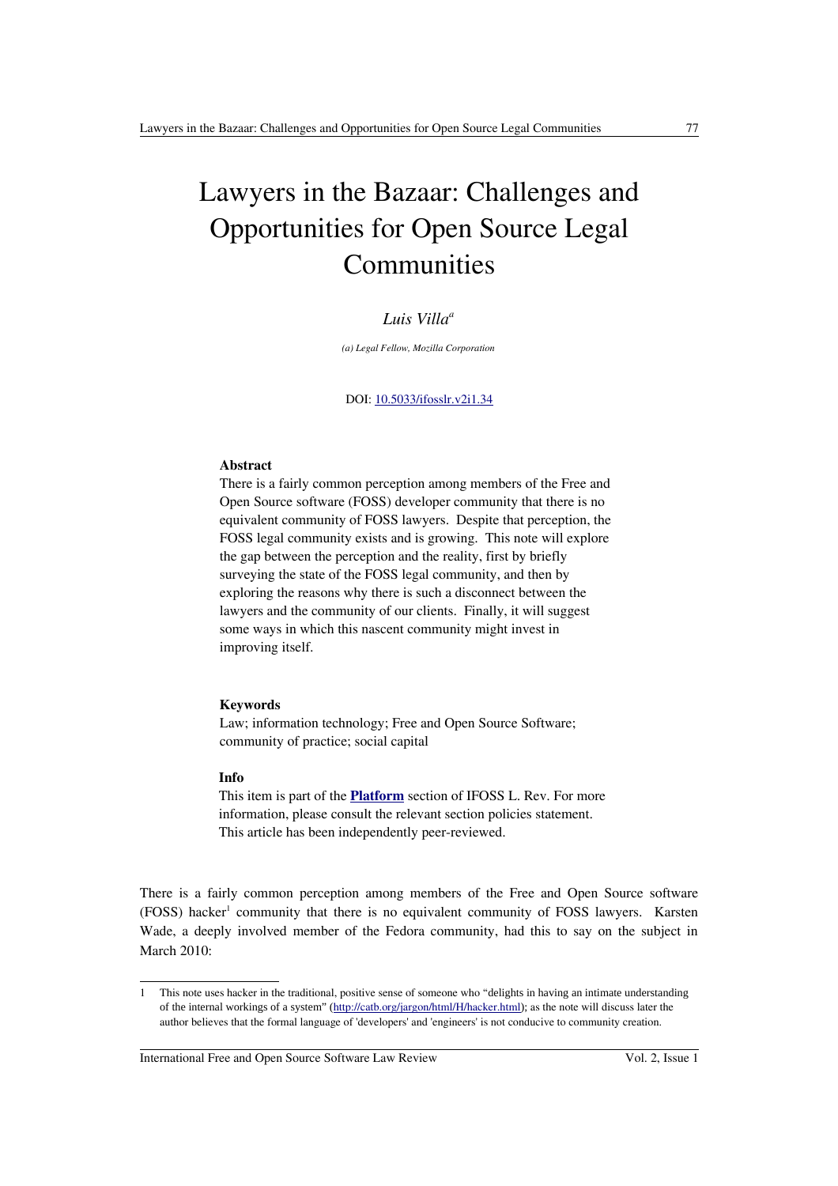# Lawyers in the Bazaar: Challenges and Opportunities for Open Source Legal Communities

*Luis Villa*[a]

*(a) Legal Fellow, Mozilla Corporation*

DOI: [10.5033/ifosslr.v2i1.34](10.5033/ifosslr.v2i1.34)

### Abstract

There is a fairly common perception among members of the Free and Open Source software (FOSS) developer community that there is no equivalent community of FOSS lawyers. Despite that perception, the FOSS legal community exists and is growing. This note will explore the gap between the perception and the reality, first by briefly surveying the state of the FOSS legal community, and then by exploring the reasons why there is such a disconnect between the lawyers and the community of our clients. Finally, it will suggest some ways in which this nascent community might invest in improving itself.

### Keywords

Law; information technology; Free and Open Source Software; community of practice; social capital

### Info

This item is part of the **Platform** section of IFOSS L. Rev. For more information, please consult the relevant section policies statement. This article has been independently peer-reviewed.

There is a fairly common perception among members of the Free and Open Source software (FOSS) hacker[1] community that there is no equivalent community of FOSS lawyers. Karsten Wade, a deeply involved member of the Fedora community, had this to say on the subject in March 2010:

---

1 This note uses hacker in the traditional, positive sense of someone who "delights in having an intimate understanding of the internal workings of a system" (http://catb.org/jargon/html/H/hacker.html); as the note will discuss later the author believes that the formal language of 'developers' and 'engineers' is not conducive to community creation.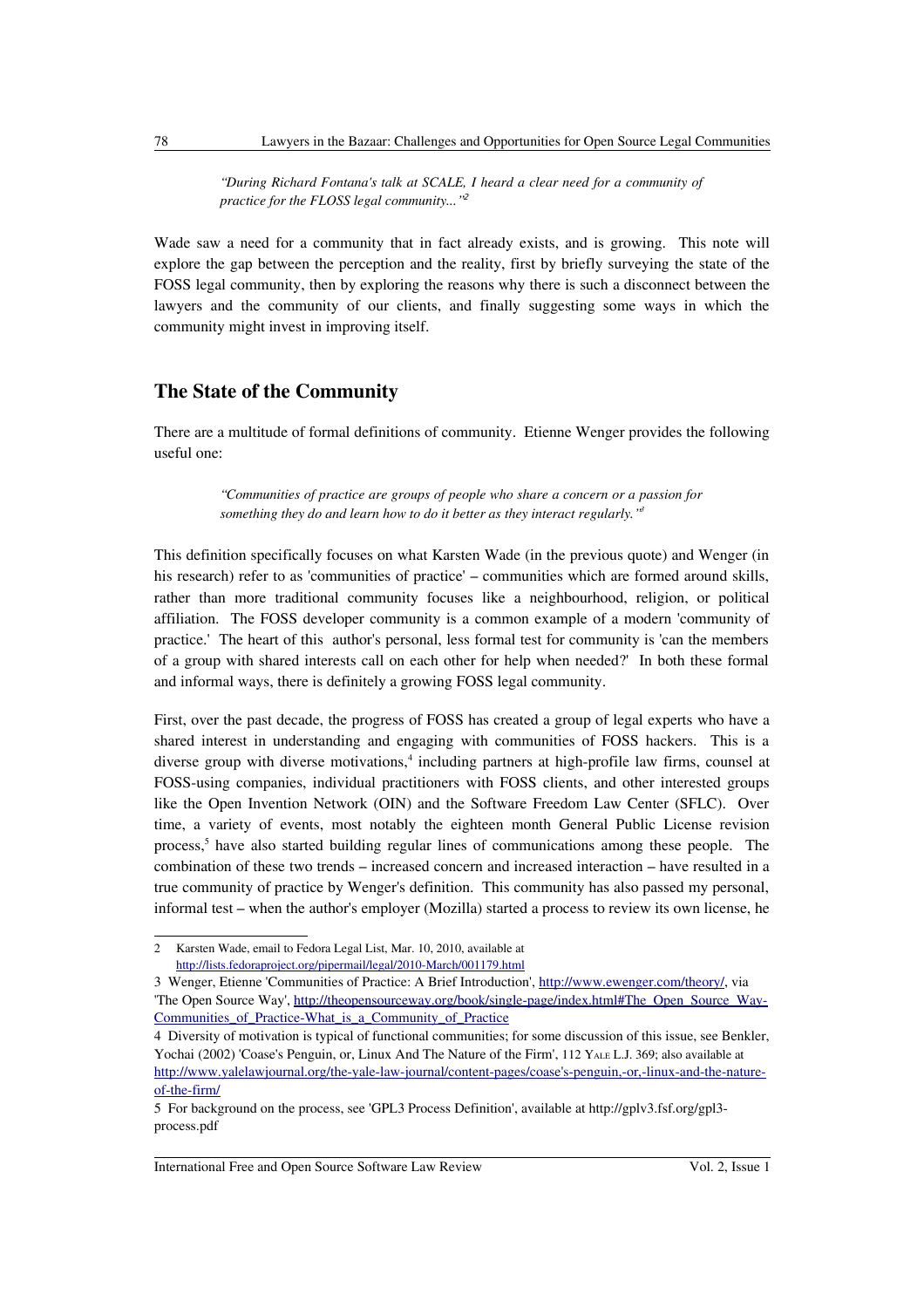> *"During Richard Fontana's talk at SCALE, I heard a clear need for a community of practice for the FLOSS legal community..."*[2]

Wade saw a need for a community that in fact already exists, and is growing. This note will explore the gap between the perception and the reality, first by briefly surveying the state of the FOSS legal community, then by exploring the reasons why there is such a disconnect between the lawyers and the community of our clients, and finally suggesting some ways in which the community might invest in improving itself.

## The State of the Community

There are a multitude of formal definitions of community. Etienne Wenger provides the following useful one:

> *"Communities of practice are groups of people who share a concern or a passion for something they do and learn how to do it better as they interact regularly."*[3]

This definition specifically focuses on what Karsten Wade (in the previous quote) and Wenger (in his research) refer to as 'communities of practice' – communities which are formed around skills, rather than more traditional community focuses like a neighbourhood, religion, or political affiliation. The FOSS developer community is a common example of a modern 'community of practice.' The heart of this author's personal, less formal test for community is 'can the members of a group with shared interests call on each other for help when needed?' In both these formal and informal ways, there is definitely a growing FOSS legal community.

First, over the past decade, the progress of FOSS has created a group of legal experts who have a shared interest in understanding and engaging with communities of FOSS hackers. This is a diverse group with diverse motivations,[4] including partners at high-profile law firms, counsel at FOSS-using companies, individual practitioners with FOSS clients, and other interested groups like the Open Invention Network (OIN) and the Software Freedom Law Center (SFLC). Over time, a variety of events, most notably the eighteen month General Public License revision process,[5] have also started building regular lines of communications among these people. The combination of these two trends – increased concern and increased interaction – have resulted in a true community of practice by Wenger's definition. This community has also passed my personal, informal test – when the author's employer (Mozilla) started a process to review its own license, he

---

2 Karsten Wade, email to Fedora Legal List, Mar. 10, 2010, available at http://lists.fedoraproject.org/pipermail/legal/2010-March/001179.html

3 Wenger, Etienne 'Communities of Practice: A Brief Introduction', http://www.ewenger.com/theory/, via 'The Open Source Way', http://theopensourceway.org/book/single-page/index.html#The_Open_Source_Way-Communities_of_Practice-What_is_a_Community_of_Practice

4 Diversity of motivation is typical of functional communities; for some discussion of this issue, see Benkler, Yochai (2002) 'Coase's Penguin, or, Linux And The Nature of the Firm', 112 YALE L.J. 369; also available at http://www.yalelawjournal.org/the-yale-law-journal/content-pages/coase's-penguin,-or,-linux-and-the-nature-of-the-firm/

5 For background on the process, see 'GPL3 Process Definition', available at http://gplv3.fsf.org/gpl3-process.pdf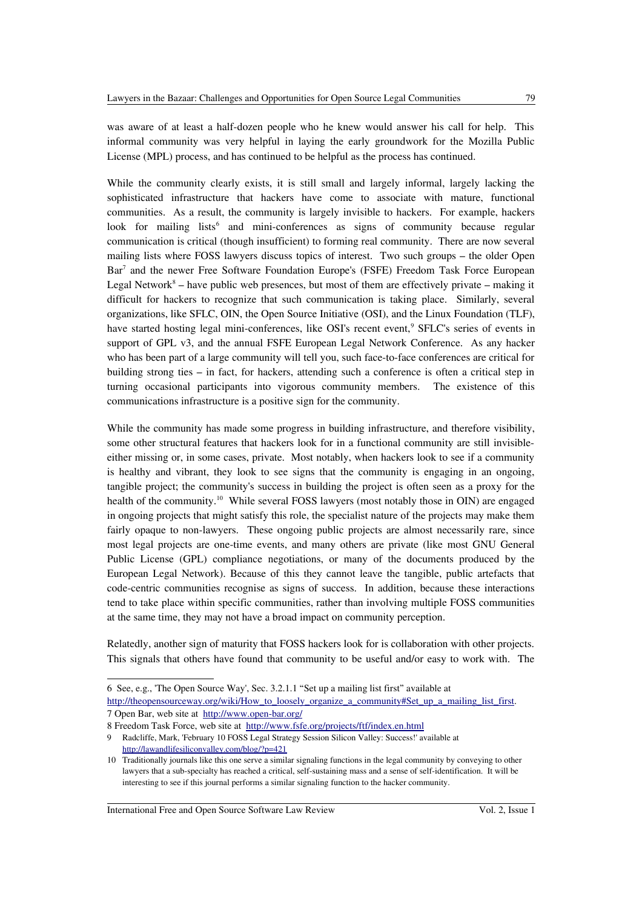was aware of at least a half-dozen people who he knew would answer his call for help. This informal community was very helpful in laying the early groundwork for the Mozilla Public License (MPL) process, and has continued to be helpful as the process has continued.

While the community clearly exists, it is still small and largely informal, largely lacking the sophisticated infrastructure that hackers have come to associate with mature, functional communities. As a result, the community is largely invisible to hackers. For example, hackers look for mailing lists[6] and mini-conferences as signs of community because regular communication is critical (though insufficient) to forming real community. There are now several mailing lists where FOSS lawyers discuss topics of interest. Two such groups – the older Open Bar[7] and the newer Free Software Foundation Europe's (FSFE) Freedom Task Force European Legal Network[8] – have public web presences, but most of them are effectively private – making it difficult for hackers to recognize that such communication is taking place. Similarly, several organizations, like SFLC, OIN, the Open Source Initiative (OSI), and the Linux Foundation (TLF), have started hosting legal mini-conferences, like OSI's recent event,[9] SFLC's series of events in support of GPL v3, and the annual FSFE European Legal Network Conference. As any hacker who has been part of a large community will tell you, such face-to-face conferences are critical for building strong ties – in fact, for hackers, attending such a conference is often a critical step in turning occasional participants into vigorous community members. The existence of this communications infrastructure is a positive sign for the community.

While the community has made some progress in building infrastructure, and therefore visibility, some other structural features that hackers look for in a functional community are still invisible- either missing or, in some cases, private. Most notably, when hackers look to see if a community is healthy and vibrant, they look to see signs that the community is engaging in an ongoing, tangible project; the community's success in building the project is often seen as a proxy for the health of the community.[10] While several FOSS lawyers (most notably those in OIN) are engaged in ongoing projects that might satisfy this role, the specialist nature of the projects may make them fairly opaque to non-lawyers. These ongoing public projects are almost necessarily rare, since most legal projects are one-time events, and many others are private (like most GNU General Public License (GPL) compliance negotiations, or many of the documents produced by the European Legal Network). Because of this they cannot leave the tangible, public artefacts that code-centric communities recognise as signs of success. In addition, because these interactions tend to take place within specific communities, rather than involving multiple FOSS communities at the same time, they may not have a broad impact on community perception.

Relatedly, another sign of maturity that FOSS hackers look for is collaboration with other projects. This signals that others have found that community to be useful and/or easy to work with. The

---

6 See, e.g., 'The Open Source Way', Sec. 3.2.1.1 "Set up a mailing list first" available at http://theopensourceway.org/wiki/How_to_loosely_organize_a_community#Set_up_a_mailing_list_first.

7 Open Bar, web site at http://www.open-bar.org/

8 Freedom Task Force, web site at http://www.fsfe.org/projects/ftf/index.en.html

9 Radcliffe, Mark, 'February 10 FOSS Legal Strategy Session Silicon Valley: Success!' available at http://lawandlifesiliconvalley.com/blog/?p=421

10 Traditionally journals like this one serve a similar signaling functions in the legal community by conveying to other lawyers that a sub-specialty has reached a critical, self-sustaining mass and a sense of self-identification. It will be interesting to see if this journal performs a similar signaling function to the hacker community.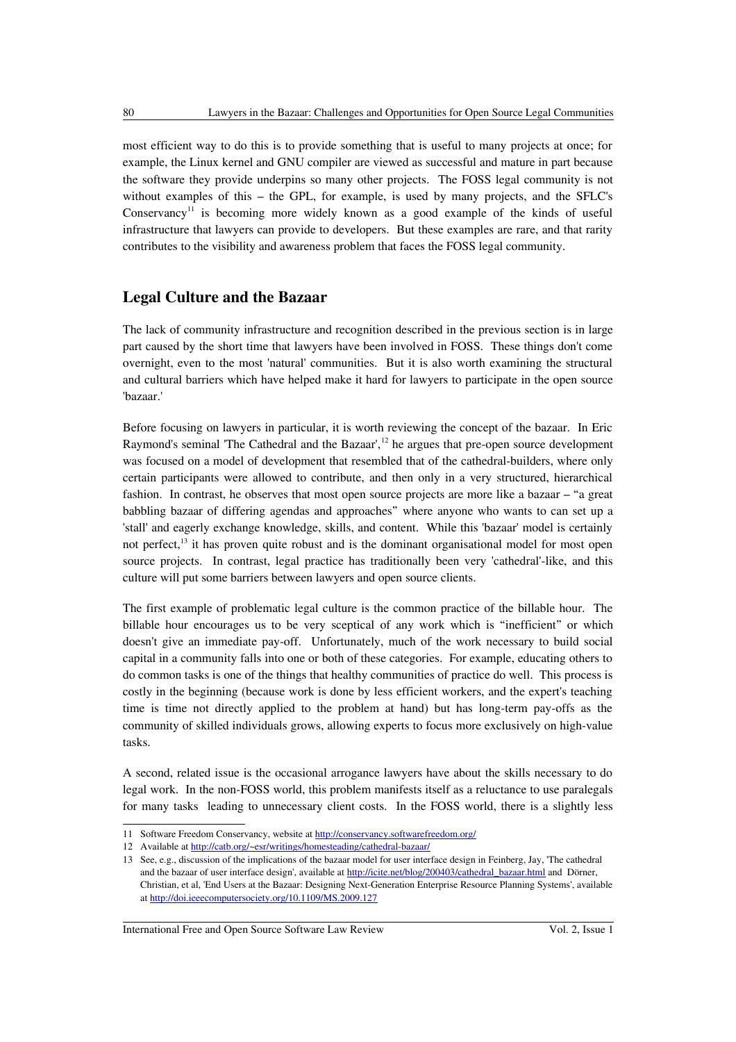most efficient way to do this is to provide something that is useful to many projects at once; for example, the Linux kernel and GNU compiler are viewed as successful and mature in part because the software they provide underpins so many other projects. The FOSS legal community is not without examples of this – the GPL, for example, is used by many projects, and the SFLC's Conservancy[11] is becoming more widely known as a good example of the kinds of useful infrastructure that lawyers can provide to developers. But these examples are rare, and that rarity contributes to the visibility and awareness problem that faces the FOSS legal community.

## Legal Culture and the Bazaar

The lack of community infrastructure and recognition described in the previous section is in large part caused by the short time that lawyers have been involved in FOSS. These things don't come overnight, even to the most 'natural' communities. But it is also worth examining the structural and cultural barriers which have helped make it hard for lawyers to participate in the open source 'bazaar.'

Before focusing on lawyers in particular, it is worth reviewing the concept of the bazaar. In Eric Raymond's seminal 'The Cathedral and the Bazaar',[12] he argues that pre-open source development was focused on a model of development that resembled that of the cathedral-builders, where only certain participants were allowed to contribute, and then only in a very structured, hierarchical fashion. In contrast, he observes that most open source projects are more like a bazaar – "a great babbling bazaar of differing agendas and approaches" where anyone who wants to can set up a 'stall' and eagerly exchange knowledge, skills, and content. While this 'bazaar' model is certainly not perfect,[13] it has proven quite robust and is the dominant organisational model for most open source projects. In contrast, legal practice has traditionally been very 'cathedral'-like, and this culture will put some barriers between lawyers and open source clients.

The first example of problematic legal culture is the common practice of the billable hour. The billable hour encourages us to be very sceptical of any work which is "inefficient" or which doesn't give an immediate pay-off. Unfortunately, much of the work necessary to build social capital in a community falls into one or both of these categories. For example, educating others to do common tasks is one of the things that healthy communities of practice do well. This process is costly in the beginning (because work is done by less efficient workers, and the expert's teaching time is time not directly applied to the problem at hand) but has long-term pay-offs as the community of skilled individuals grows, allowing experts to focus more exclusively on high-value tasks.

A second, related issue is the occasional arrogance lawyers have about the skills necessary to do legal work. In the non-FOSS world, this problem manifests itself as a reluctance to use paralegals for many tasks leading to unnecessary client costs. In the FOSS world, there is a slightly less

---

11 Software Freedom Conservancy, website at http://conservancy.softwarefreedom.org/

12 Available at http://catb.org/~esr/writings/homesteading/cathedral-bazaar/

13 See, e.g., discussion of the implications of the bazaar model for user interface design in Feinberg, Jay, 'The cathedral and the bazaar of user interface design', available at http://icite.net/blog/200403/cathedral_bazaar.html and Dörner, Christian, et al, 'End Users at the Bazaar: Designing Next-Generation Enterprise Resource Planning Systems', available at http://doi.ieeecomputersociety.org/10.1109/MS.2009.127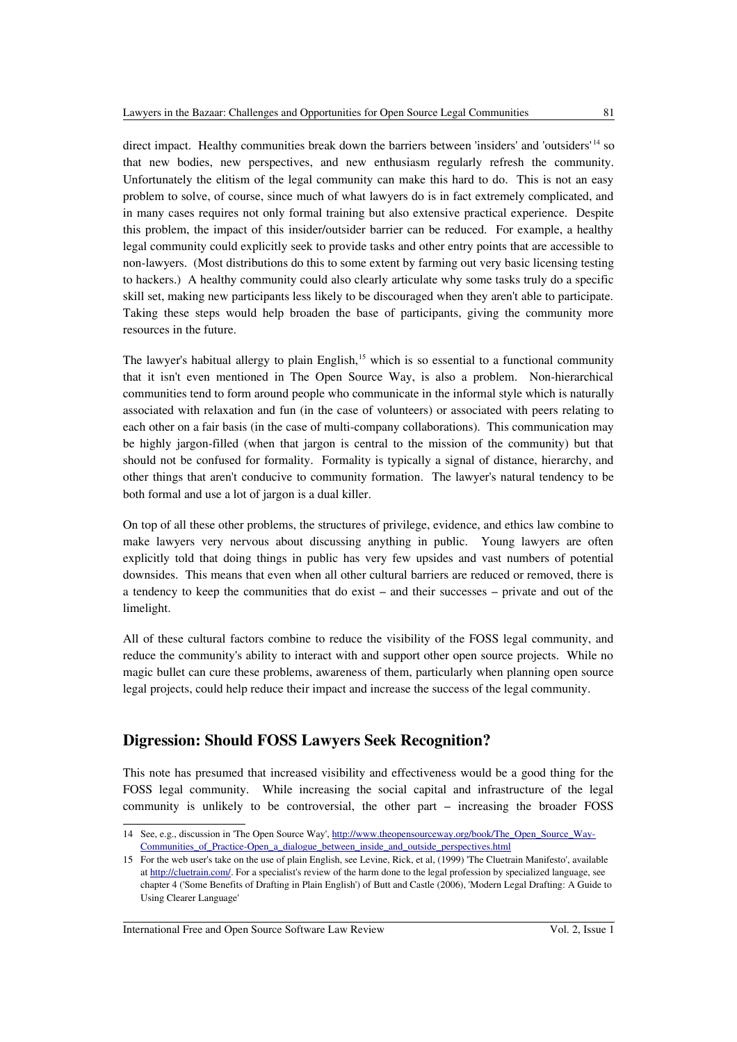direct impact. Healthy communities break down the barriers between 'insiders' and 'outsiders'[14] so that new bodies, new perspectives, and new enthusiasm regularly refresh the community. Unfortunately the elitism of the legal community can make this hard to do. This is not an easy problem to solve, of course, since much of what lawyers do is in fact extremely complicated, and in many cases requires not only formal training but also extensive practical experience. Despite this problem, the impact of this insider/outsider barrier can be reduced. For example, a healthy legal community could explicitly seek to provide tasks and other entry points that are accessible to non-lawyers. (Most distributions do this to some extent by farming out very basic licensing testing to hackers.) A healthy community could also clearly articulate why some tasks truly do a specific skill set, making new participants less likely to be discouraged when they aren't able to participate. Taking these steps would help broaden the base of participants, giving the community more resources in the future.

The lawyer's habitual allergy to plain English,[15] which is so essential to a functional community that it isn't even mentioned in The Open Source Way, is also a problem. Non-hierarchical communities tend to form around people who communicate in the informal style which is naturally associated with relaxation and fun (in the case of volunteers) or associated with peers relating to each other on a fair basis (in the case of multi-company collaborations). This communication may be highly jargon-filled (when that jargon is central to the mission of the community) but that should not be confused for formality. Formality is typically a signal of distance, hierarchy, and other things that aren't conducive to community formation. The lawyer's natural tendency to be both formal and use a lot of jargon is a dual killer.

On top of all these other problems, the structures of privilege, evidence, and ethics law combine to make lawyers very nervous about discussing anything in public. Young lawyers are often explicitly told that doing things in public has very few upsides and vast numbers of potential downsides. This means that even when all other cultural barriers are reduced or removed, there is a tendency to keep the communities that do exist – and their successes – private and out of the limelight.

All of these cultural factors combine to reduce the visibility of the FOSS legal community, and reduce the community's ability to interact with and support other open source projects. While no magic bullet can cure these problems, awareness of them, particularly when planning open source legal projects, could help reduce their impact and increase the success of the legal community.

## Digression: Should FOSS Lawyers Seek Recognition?

This note has presumed that increased visibility and effectiveness would be a good thing for the FOSS legal community. While increasing the social capital and infrastructure of the legal community is unlikely to be controversial, the other part – increasing the broader FOSS

---

14 See, e.g., discussion in 'The Open Source Way', http://www.theopensourceway.org/book/The_Open_Source_Way-Communities_of_Practice-Open_a_dialogue_between_inside_and_outside_perspectives.html

15 For the web user's take on the use of plain English, see Levine, Rick, et al, (1999) 'The Cluetrain Manifesto', available at http://cluetrain.com/. For a specialist's review of the harm done to the legal profession by specialized language, see chapter 4 ('Some Benefits of Drafting in Plain English') of Butt and Castle (2006), 'Modern Legal Drafting: A Guide to Using Clearer Language'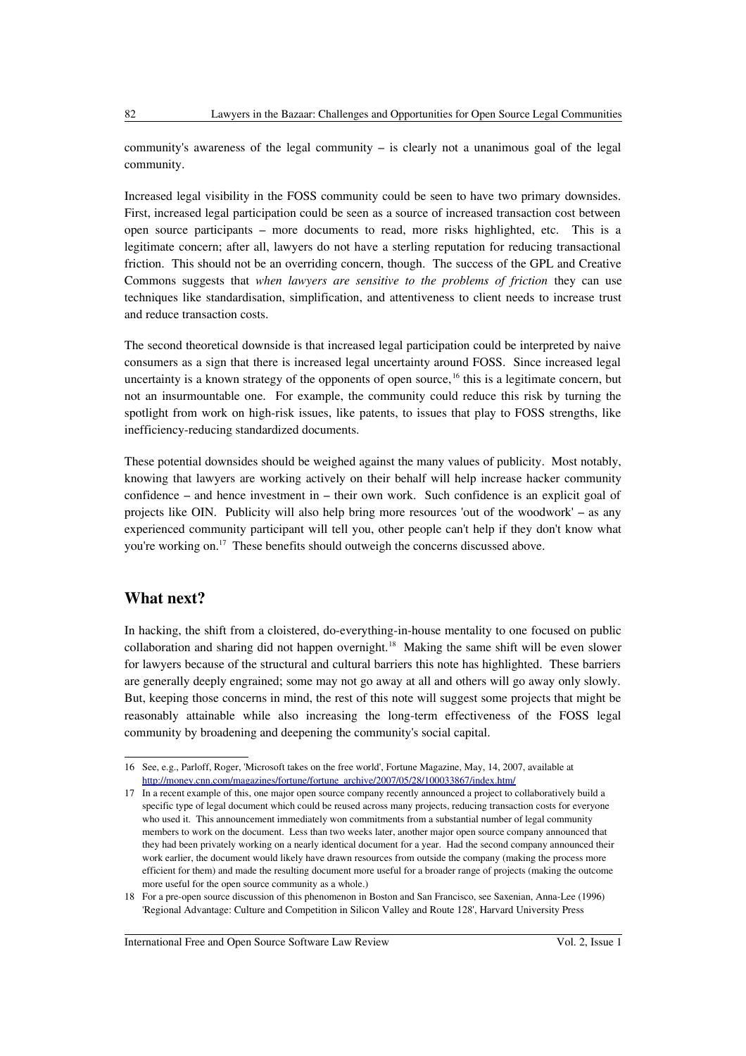community's awareness of the legal community – is clearly not a unanimous goal of the legal community.

Increased legal visibility in the FOSS community could be seen to have two primary downsides. First, increased legal participation could be seen as a source of increased transaction cost between open source participants – more documents to read, more risks highlighted, etc. This is a legitimate concern; after all, lawyers do not have a sterling reputation for reducing transactional friction. This should not be an overriding concern, though. The success of the GPL and Creative Commons suggests that *when lawyers are sensitive to the problems of friction* they can use techniques like standardisation, simplification, and attentiveness to client needs to increase trust and reduce transaction costs.

The second theoretical downside is that increased legal participation could be interpreted by naive consumers as a sign that there is increased legal uncertainty around FOSS. Since increased legal uncertainty is a known strategy of the opponents of open source,[16] this is a legitimate concern, but not an insurmountable one. For example, the community could reduce this risk by turning the spotlight from work on high-risk issues, like patents, to issues that play to FOSS strengths, like inefficiency-reducing standardized documents.

These potential downsides should be weighed against the many values of publicity. Most notably, knowing that lawyers are working actively on their behalf will help increase hacker community confidence – and hence investment in – their own work. Such confidence is an explicit goal of projects like OIN. Publicity will also help bring more resources 'out of the woodwork' – as any experienced community participant will tell you, other people can't help if they don't know what you're working on.[17] These benefits should outweigh the concerns discussed above.

## What next?

In hacking, the shift from a cloistered, do-everything-in-house mentality to one focused on public collaboration and sharing did not happen overnight.[18] Making the same shift will be even slower for lawyers because of the structural and cultural barriers this note has highlighted. These barriers are generally deeply engrained; some may not go away at all and others will go away only slowly. But, keeping those concerns in mind, the rest of this note will suggest some projects that might be reasonably attainable while also increasing the long-term effectiveness of the FOSS legal community by broadening and deepening the community's social capital.

---

16 See, e.g., Parloff, Roger, 'Microsoft takes on the free world', Fortune Magazine, May, 14, 2007, available at http://money.cnn.com/magazines/fortune/fortune_archive/2007/05/28/100033867/index.htm/

17 In a recent example of this, one major open source company recently announced a project to collaboratively build a specific type of legal document which could be reused across many projects, reducing transaction costs for everyone who used it. This announcement immediately won commitments from a substantial number of legal community members to work on the document. Less than two weeks later, another major open source company announced that they had been privately working on a nearly identical document for a year. Had the second company announced their work earlier, the document would likely have drawn resources from outside the company (making the process more efficient for them) and made the resulting document more useful for a broader range of projects (making the outcome more useful for the open source community as a whole.)

18 For a pre-open source discussion of this phenomenon in Boston and San Francisco, see Saxenian, Anna-Lee (1996) 'Regional Advantage: Culture and Competition in Silicon Valley and Route 128', Harvard University Press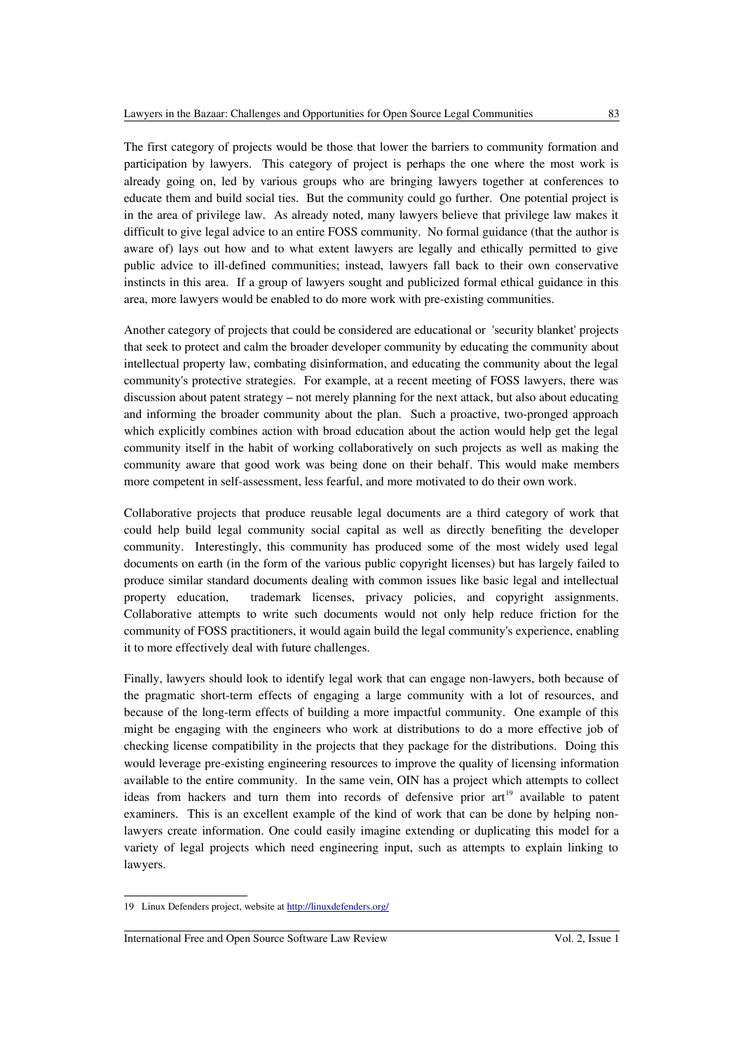The first category of projects would be those that lower the barriers to community formation and participation by lawyers. This category of project is perhaps the one where the most work is already going on, led by various groups who are bringing lawyers together at conferences to educate them and build social ties. But the community could go further. One potential project is in the area of privilege law. As already noted, many lawyers believe that privilege law makes it difficult to give legal advice to an entire FOSS community. No formal guidance (that the author is aware of) lays out how and to what extent lawyers are legally and ethically permitted to give public advice to ill-defined communities; instead, lawyers fall back to their own conservative instincts in this area. If a group of lawyers sought and publicized formal ethical guidance in this area, more lawyers would be enabled to do more work with pre-existing communities.

Another category of projects that could be considered are educational or 'security blanket' projects that seek to protect and calm the broader developer community by educating the community about intellectual property law, combating disinformation, and educating the community about the legal community's protective strategies. For example, at a recent meeting of FOSS lawyers, there was discussion about patent strategy – not merely planning for the next attack, but also about educating and informing the broader community about the plan. Such a proactive, two-pronged approach which explicitly combines action with broad education about the action would help get the legal community itself in the habit of working collaboratively on such projects as well as making the community aware that good work was being done on their behalf. This would make members more competent in self-assessment, less fearful, and more motivated to do their own work.

Collaborative projects that produce reusable legal documents are a third category of work that could help build legal community social capital as well as directly benefiting the developer community. Interestingly, this community has produced some of the most widely used legal documents on earth (in the form of the various public copyright licenses) but has largely failed to produce similar standard documents dealing with common issues like basic legal and intellectual property education, trademark licenses, privacy policies, and copyright assignments. Collaborative attempts to write such documents would not only help reduce friction for the community of FOSS practitioners, it would again build the legal community's experience, enabling it to more effectively deal with future challenges.

Finally, lawyers should look to identify legal work that can engage non-lawyers, both because of the pragmatic short-term effects of engaging a large community with a lot of resources, and because of the long-term effects of building a more impactful community. One example of this might be engaging with the engineers who work at distributions to do a more effective job of checking license compatibility in the projects that they package for the distributions. Doing this would leverage pre-existing engineering resources to improve the quality of licensing information available to the entire community. In the same vein, OIN has a project which attempts to collect ideas from hackers and turn them into records of defensive prior art[19] available to patent examiners. This is an excellent example of the kind of work that can be done by helping non-lawyers create information. One could easily imagine extending or duplicating this model for a variety of legal projects which need engineering input, such as attempts to explain linking to lawyers.

---

19 Linux Defenders project, website at http://linuxdefenders.org/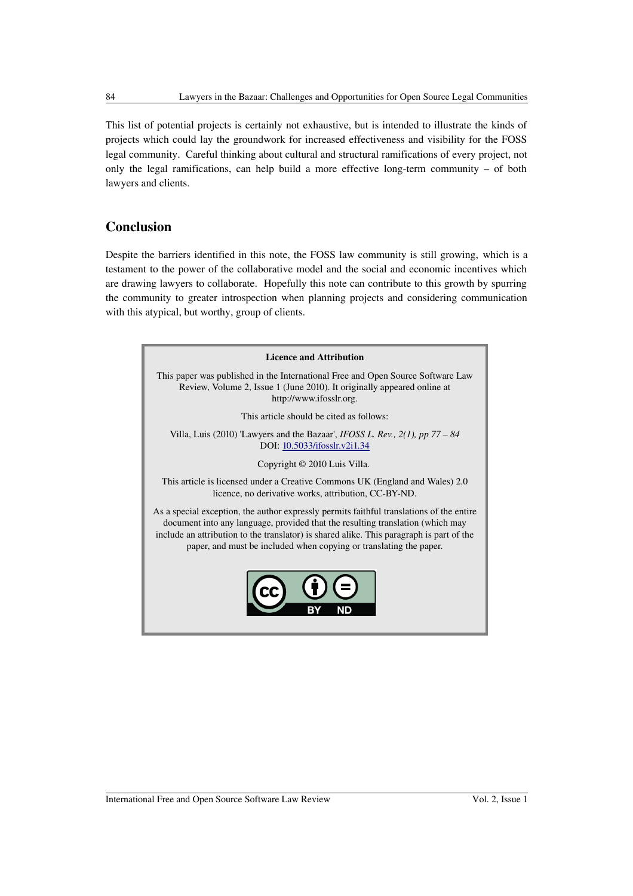This list of potential projects is certainly not exhaustive, but is intended to illustrate the kinds of projects which could lay the groundwork for increased effectiveness and visibility for the FOSS legal community. Careful thinking about cultural and structural ramifications of every project, not only the legal ramifications, can help build a more effective long-term community – of both lawyers and clients.

## Conclusion

Despite the barriers identified in this note, the FOSS law community is still growing, which is a testament to the power of the collaborative model and the social and economic incentives which are drawing lawyers to collaborate. Hopefully this note can contribute to this growth by spurring the community to greater introspection when planning projects and considering communication with this atypical, but worthy, group of clients.

**Licence and Attribution**

This paper was published in the International Free and Open Source Software Law Review, Volume 2, Issue 1 (June 2010). It originally appeared online at http://www.ifosslr.org.

This article should be cited as follows:

Villa, Luis (2010) 'Lawyers and the Bazaar', *IFOSS L. Rev., 2(1), pp 77 – 84*
DOI: 10.5033/ifosslr.v2i1.34

Copyright © 2010 Luis Villa.

This article is licensed under a Creative Commons UK (England and Wales) 2.0 licence, no derivative works, attribution, CC-BY-ND.

As a special exception, the author expressly permits faithful translations of the entire document into any language, provided that the resulting translation (which may include an attribution to the translator) is shared alike. This paragraph is part of the paper, and must be included when copying or translating the paper.

CC BY ND